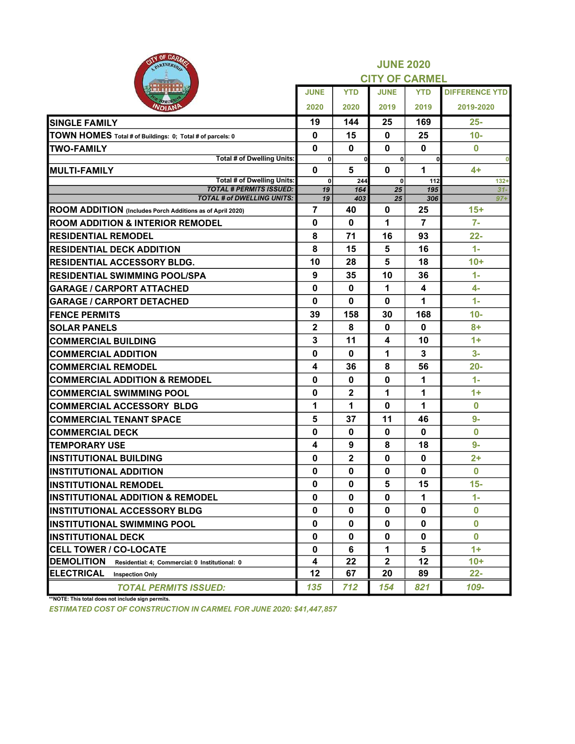## JUNE 2020
## CITY OF CARMEL

| | JUNE 2020 | YTD 2020 | JUNE 2019 | YTD 2019 | DIFFERENCE YTD 2019-2020 |
|---|---|---|---|---|---|
| **SINGLE FAMILY** | 19 | 144 | 25 | 169 | 25- |
| **TOWN HOMES** Total # of Buildings: 0; Total # of parcels: 0 | 0 | 15 | 0 | 25 | 10- |
| **TWO-FAMILY** | 0 | 0 | 0 | 0 | 0 |
| Total # of Dwelling Units: | 0 | 0 | 0 | 0 | 0 |
| **MULTI-FAMILY** | 0 | 5 | 0 | 1 | 4+ |
| Total # of Dwelling Units: | 0 | 244 | 0 | 112 | 132+ |
| *TOTAL # PERMITS ISSUED:* | *19* | *164* | *25* | *195* | *31-* |
| *TOTAL # of DWELLING UNITS:* | *19* | *403* | *25* | *306* | *97+* |
| **ROOM ADDITION** (Includes Porch Additions as of April 2020) | 7 | 40 | 0 | 25 | 15+ |
| **ROOM ADDITION & INTERIOR REMODEL** | 0 | 0 | 1 | 7 | 7- |
| **RESIDENTIAL REMODEL** | 8 | 71 | 16 | 93 | 22- |
| **RESIDENTIAL DECK ADDITION** | 8 | 15 | 5 | 16 | 1- |
| **RESIDENTIAL ACCESSORY BLDG.** | 10 | 28 | 5 | 18 | 10+ |
| **RESIDENTIAL SWIMMING POOL/SPA** | 9 | 35 | 10 | 36 | 1- |
| **GARAGE / CARPORT ATTACHED** | 0 | 0 | 1 | 4 | 4- |
| **GARAGE / CARPORT DETACHED** | 0 | 0 | 0 | 1 | 1- |
| **FENCE PERMITS** | 39 | 158 | 30 | 168 | 10- |
| **SOLAR PANELS** | 2 | 8 | 0 | 0 | 8+ |
| **COMMERCIAL BUILDING** | 3 | 11 | 4 | 10 | 1+ |
| **COMMERCIAL ADDITION** | 0 | 0 | 1 | 3 | 3- |
| **COMMERCIAL REMODEL** | 4 | 36 | 8 | 56 | 20- |
| **COMMERCIAL ADDITION & REMODEL** | 0 | 0 | 0 | 1 | 1- |
| **COMMERCIAL SWIMMING POOL** | 0 | 2 | 1 | 1 | 1+ |
| **COMMERCIAL ACCESSORY BLDG** | 1 | 1 | 0 | 1 | 0 |
| **COMMERCIAL TENANT SPACE** | 5 | 37 | 11 | 46 | 9- |
| **COMMERCIAL DECK** | 0 | 0 | 0 | 0 | 0 |
| **TEMPORARY USE** | 4 | 9 | 8 | 18 | 9- |
| **INSTITUTIONAL BUILDING** | 0 | 2 | 0 | 0 | 2+ |
| **INSTITUTIONAL ADDITION** | 0 | 0 | 0 | 0 | 0 |
| **INSTITUTIONAL REMODEL** | 0 | 0 | 5 | 15 | 15- |
| **INSTITUTIONAL ADDITION & REMODEL** | 0 | 0 | 0 | 1 | 1- |
| **INSTITUTIONAL ACCESSORY BLDG** | 0 | 0 | 0 | 0 | 0 |
| **INSTITUTIONAL SWIMMING POOL** | 0 | 0 | 0 | 0 | 0 |
| **INSTITUTIONAL DECK** | 0 | 0 | 0 | 0 | 0 |
| **CELL TOWER / CO-LOCATE** | 0 | 6 | 1 | 5 | 1+ |
| **DEMOLITION** Residential: 4; Commercial: 0 Institutional: 0 | 4 | 22 | 2 | 12 | 10+ |
| **ELECTRICAL** Inspection Only | 12 | 67 | 20 | 89 | 22- |
| *TOTAL PERMITS ISSUED:* | *135* | *712* | *154* | *821* | *109-* |

**NOTE: This total does not include sign permits.

*ESTIMATED COST OF CONSTRUCTION IN CARMEL FOR JUNE 2020: $41,447,857*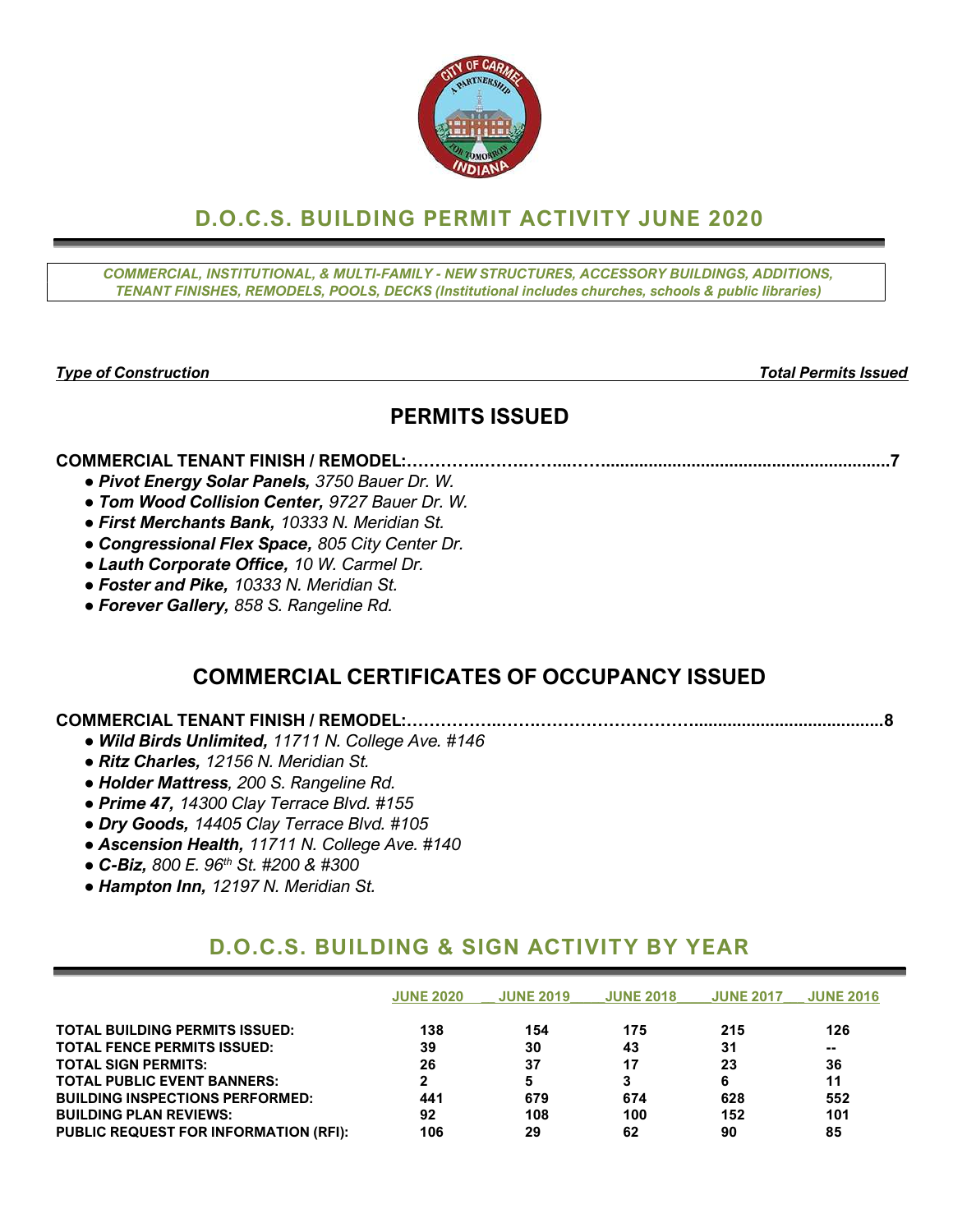# D.O.C.S. BUILDING PERMIT ACTIVITY JUNE 2020

*COMMERCIAL, INSTITUTIONAL, & MULTI-FAMILY - NEW STRUCTURES, ACCESSORY BUILDINGS, ADDITIONS, TENANT FINISHES, REMODELS, POOLS, DECKS (Institutional includes churches, schools & public libraries)*

***Type of Construction*** — ***Total Permits Issued***

## PERMITS ISSUED

**COMMERCIAL TENANT FINISH / REMODEL:……………………………………………………………………7**

- ***Pivot Energy Solar Panels,*** *3750 Bauer Dr. W.*
- ***Tom Wood Collision Center,*** *9727 Bauer Dr. W.*
- ***First Merchants Bank,*** *10333 N. Meridian St.*
- ***Congressional Flex Space,*** *805 City Center Dr.*
- ***Lauth Corporate Office,*** *10 W. Carmel Dr.*
- ***Foster and Pike,*** *10333 N. Meridian St.*
- ***Forever Gallery,*** *858 S. Rangeline Rd.*

## COMMERCIAL CERTIFICATES OF OCCUPANCY ISSUED

**COMMERCIAL TENANT FINISH / REMODEL:……………………………………………………………………8**

- ***Wild Birds Unlimited,*** *11711 N. College Ave. #146*
- ***Ritz Charles,*** *12156 N. Meridian St.*
- ***Holder Mattress****, 200 S. Rangeline Rd.*
- ***Prime 47,*** *14300 Clay Terrace Blvd. #155*
- ***Dry Goods,*** *14405 Clay Terrace Blvd. #105*
- ***Ascension Health,*** *11711 N. College Ave. #140*
- ***C-Biz,*** *800 E. 96th St. #200 & #300*
- ***Hampton Inn,*** *12197 N. Meridian St.*

## D.O.C.S. BUILDING & SIGN ACTIVITY BY YEAR

| | JUNE 2020 | JUNE 2019 | JUNE 2018 | JUNE 2017 | JUNE 2016 |
|---|---|---|---|---|---|
| **TOTAL BUILDING PERMITS ISSUED:** | 138 | 154 | 175 | 215 | 126 |
| **TOTAL FENCE PERMITS ISSUED:** | 39 | 30 | 43 | 31 | -- |
| **TOTAL SIGN PERMITS:** | 26 | 37 | 17 | 23 | 36 |
| **TOTAL PUBLIC EVENT BANNERS:** | 2 | 5 | 3 | 6 | 11 |
| **BUILDING INSPECTIONS PERFORMED:** | 441 | 679 | 674 | 628 | 552 |
| **BUILDING PLAN REVIEWS:** | 92 | 108 | 100 | 152 | 101 |
| **PUBLIC REQUEST FOR INFORMATION (RFI):** | 106 | 29 | 62 | 90 | 85 |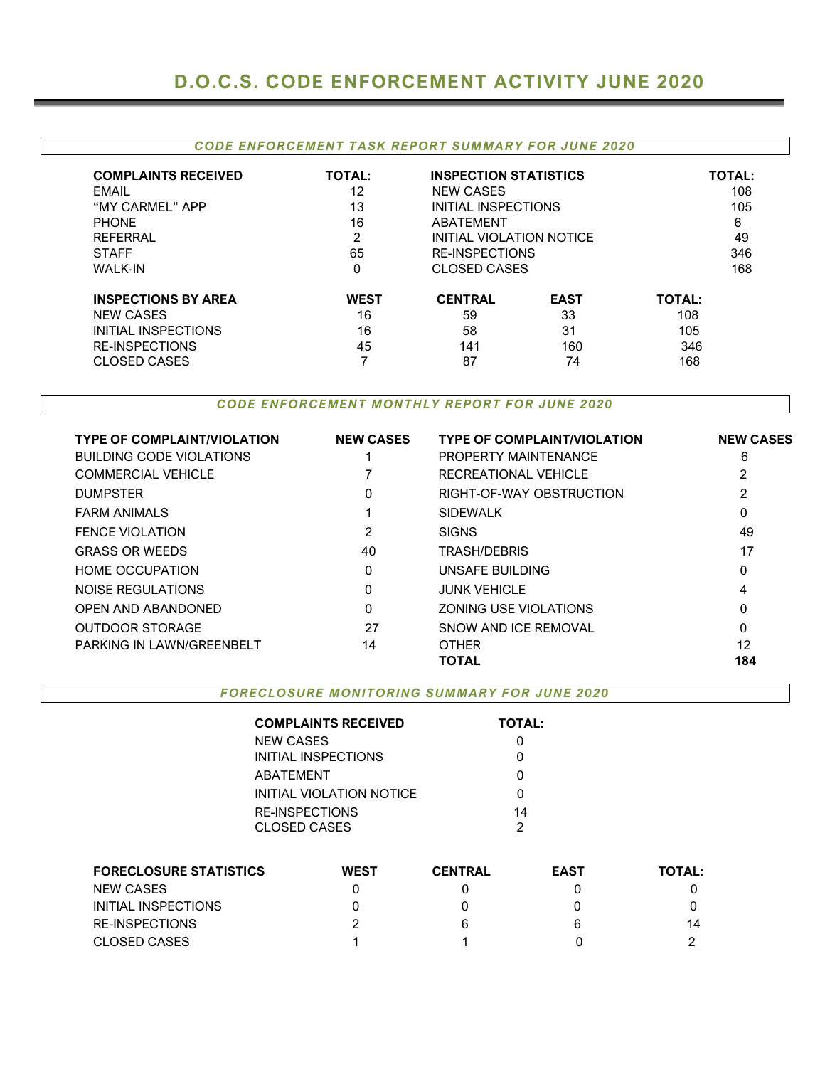# D.O.C.S. CODE ENFORCEMENT ACTIVITY JUNE 2020

## *CODE ENFORCEMENT TASK REPORT SUMMARY FOR JUNE 2020*

| COMPLAINTS RECEIVED | TOTAL: | INSPECTION STATISTICS | TOTAL: |
|---|---|---|---|
| EMAIL | 12 | NEW CASES | 108 |
| "MY CARMEL" APP | 13 | INITIAL INSPECTIONS | 105 |
| PHONE | 16 | ABATEMENT | 6 |
| REFERRAL | 2 | INITIAL VIOLATION NOTICE | 49 |
| STAFF | 65 | RE-INSPECTIONS | 346 |
| WALK-IN | 0 | CLOSED CASES | 168 |

| INSPECTIONS BY AREA | WEST | CENTRAL | EAST | TOTAL: |
|---|---|---|---|---|
| NEW CASES | 16 | 59 | 33 | 108 |
| INITIAL INSPECTIONS | 16 | 58 | 31 | 105 |
| RE-INSPECTIONS | 45 | 141 | 160 | 346 |
| CLOSED CASES | 7 | 87 | 74 | 168 |

## *CODE ENFORCEMENT MONTHLY REPORT FOR JUNE 2020*

| TYPE OF COMPLAINT/VIOLATION | NEW CASES | TYPE OF COMPLAINT/VIOLATION | NEW CASES |
|---|---|---|---|
| BUILDING CODE VIOLATIONS | 1 | PROPERTY MAINTENANCE | 6 |
| COMMERCIAL VEHICLE | 7 | RECREATIONAL VEHICLE | 2 |
| DUMPSTER | 0 | RIGHT-OF-WAY OBSTRUCTION | 2 |
| FARM ANIMALS | 1 | SIDEWALK | 0 |
| FENCE VIOLATION | 2 | SIGNS | 49 |
| GRASS OR WEEDS | 40 | TRASH/DEBRIS | 17 |
| HOME OCCUPATION | 0 | UNSAFE BUILDING | 0 |
| NOISE REGULATIONS | 0 | JUNK VEHICLE | 4 |
| OPEN AND ABANDONED | 0 | ZONING USE VIOLATIONS | 0 |
| OUTDOOR STORAGE | 27 | SNOW AND ICE REMOVAL | 0 |
| PARKING IN LAWN/GREENBELT | 14 | OTHER | 12 |
| | | **TOTAL** | **184** |

## *FORECLOSURE MONITORING SUMMARY FOR JUNE 2020*

| COMPLAINTS RECEIVED | TOTAL: |
|---|---|
| NEW CASES | 0 |
| INITIAL INSPECTIONS | 0 |
| ABATEMENT | 0 |
| INITIAL VIOLATION NOTICE | 0 |
| RE-INSPECTIONS | 14 |
| CLOSED CASES | 2 |

| FORECLOSURE STATISTICS | WEST | CENTRAL | EAST | TOTAL: |
|---|---|---|---|---|
| NEW CASES | 0 | 0 | 0 | 0 |
| INITIAL INSPECTIONS | 0 | 0 | 0 | 0 |
| RE-INSPECTIONS | 2 | 6 | 6 | 14 |
| CLOSED CASES | 1 | 1 | 0 | 2 |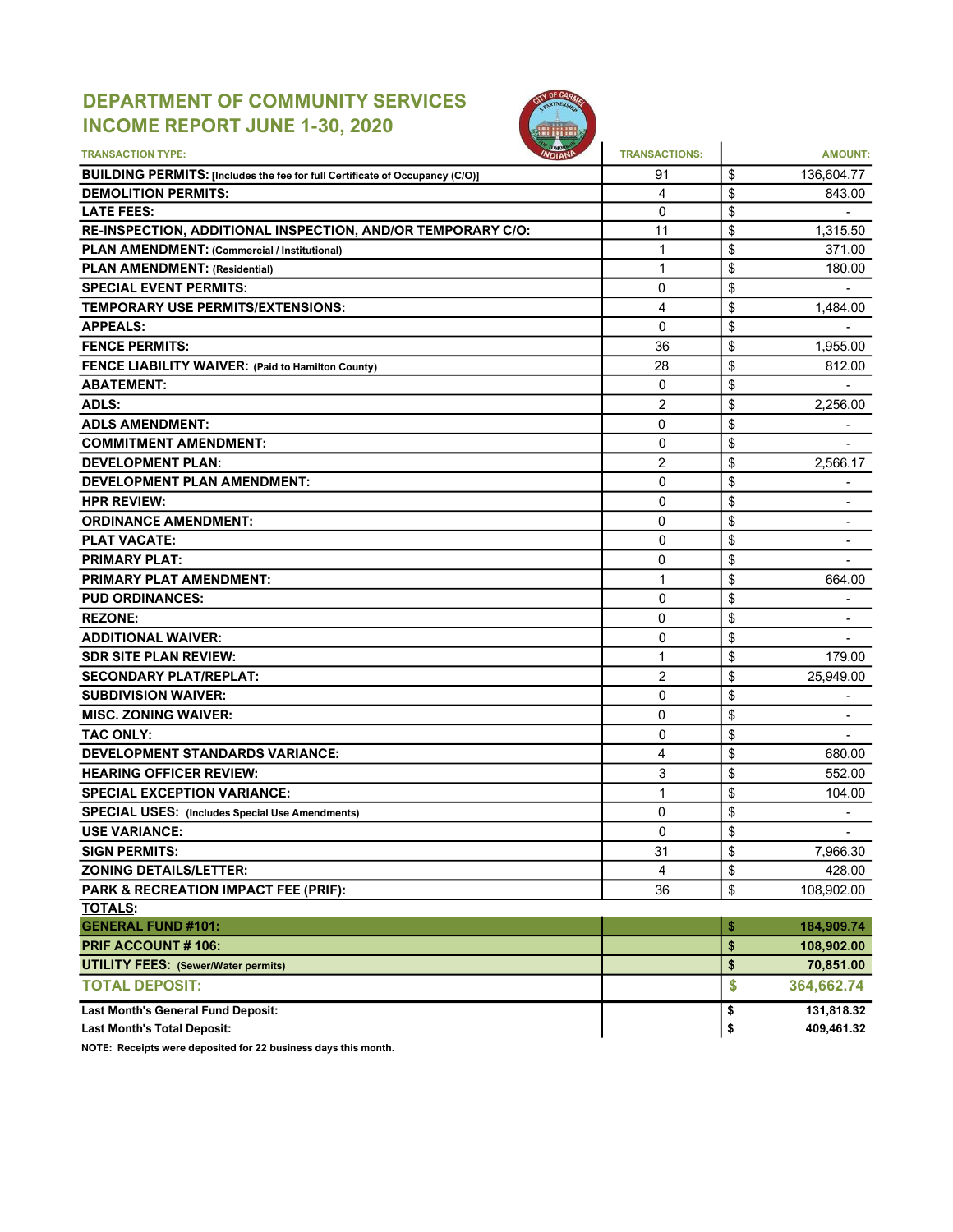# DEPARTMENT OF COMMUNITY SERVICES
# INCOME REPORT JUNE 1-30, 2020

| TRANSACTION TYPE: | TRANSACTIONS: | AMOUNT: |
|---|---|---|
| **BUILDING PERMITS:** [Includes the fee for full Certificate of Occupancy (C/O)] | 91 | $ 136,604.77 |
| **DEMOLITION PERMITS:** | 4 | $ 843.00 |
| **LATE FEES:** | 0 | $ - |
| **RE-INSPECTION, ADDITIONAL INSPECTION, AND/OR TEMPORARY C/O:** | 11 | $ 1,315.50 |
| **PLAN AMENDMENT:** (Commercial / Institutional) | 1 | $ 371.00 |
| **PLAN AMENDMENT:** (Residential) | 1 | $ 180.00 |
| **SPECIAL EVENT PERMITS:** | 0 | $ - |
| **TEMPORARY USE PERMITS/EXTENSIONS:** | 4 | $ 1,484.00 |
| **APPEALS:** | 0 | $ - |
| **FENCE PERMITS:** | 36 | $ 1,955.00 |
| **FENCE LIABILITY WAIVER:** (Paid to Hamilton County) | 28 | $ 812.00 |
| **ABATEMENT:** | 0 | $ - |
| **ADLS:** | 2 | $ 2,256.00 |
| **ADLS AMENDMENT:** | 0 | $ - |
| **COMMITMENT AMENDMENT:** | 0 | $ - |
| **DEVELOPMENT PLAN:** | 2 | $ 2,566.17 |
| **DEVELOPMENT PLAN AMENDMENT:** | 0 | $ - |
| **HPR REVIEW:** | 0 | $ - |
| **ORDINANCE AMENDMENT:** | 0 | $ - |
| **PLAT VACATE:** | 0 | $ - |
| **PRIMARY PLAT:** | 0 | $ - |
| **PRIMARY PLAT AMENDMENT:** | 1 | $ 664.00 |
| **PUD ORDINANCES:** | 0 | $ - |
| **REZONE:** | 0 | $ - |
| **ADDITIONAL WAIVER:** | 0 | $ - |
| **SDR SITE PLAN REVIEW:** | 1 | $ 179.00 |
| **SECONDARY PLAT/REPLAT:** | 2 | $ 25,949.00 |
| **SUBDIVISION WAIVER:** | 0 | $ - |
| **MISC. ZONING WAIVER:** | 0 | $ - |
| **TAC ONLY:** | 0 | $ - |
| **DEVELOPMENT STANDARDS VARIANCE:** | 4 | $ 680.00 |
| **HEARING OFFICER REVIEW:** | 3 | $ 552.00 |
| **SPECIAL EXCEPTION VARIANCE:** | 1 | $ 104.00 |
| **SPECIAL USES:** (Includes Special Use Amendments) | 0 | $ - |
| **USE VARIANCE:** | 0 | $ - |
| **SIGN PERMITS:** | 31 | $ 7,966.30 |
| **ZONING DETAILS/LETTER:** | 4 | $ 428.00 |
| **PARK & RECREATION IMPACT FEE (PRIF):** | 36 | $ 108,902.00 |
| **TOTALS:** | | |
| **GENERAL FUND #101:** | | **$ 184,909.74** |
| **PRIF ACCOUNT # 106:** | | **$ 108,902.00** |
| **UTILITY FEES:** (Sewer/Water permits) | | **$ 70,851.00** |
| **TOTAL DEPOSIT:** | | **$ 364,662.74** |
| **Last Month's General Fund Deposit:** | | **$ 131,818.32** |
| **Last Month's Total Deposit:** | | **$ 409,461.32** |

**NOTE: Receipts were deposited for 22 business days this month.**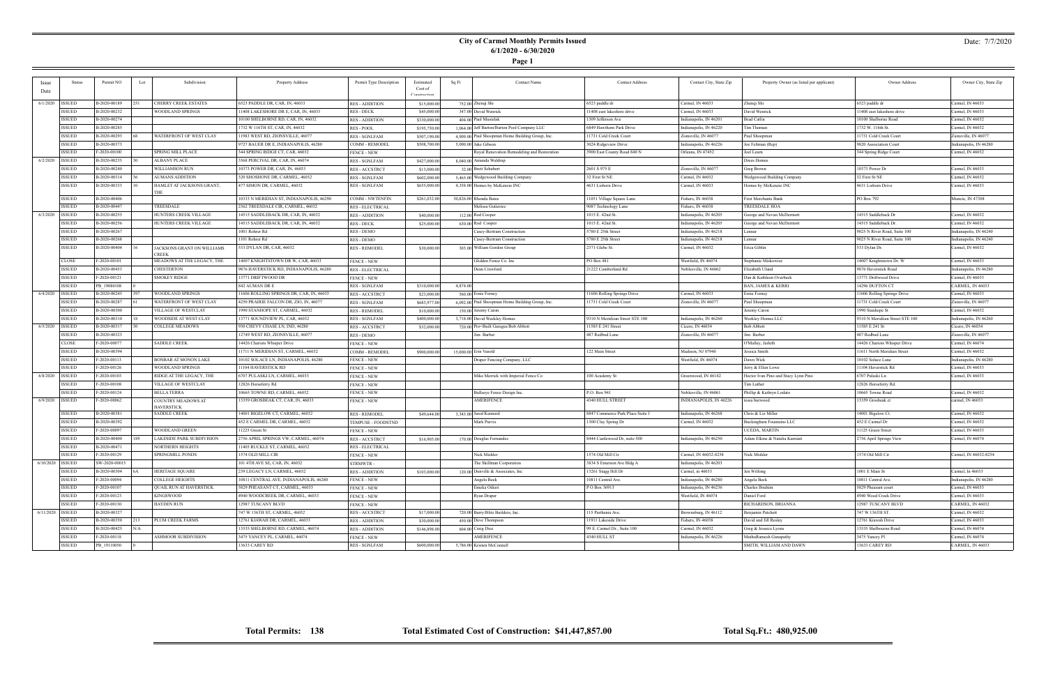# City of Carmel Monthly Permits Issued

**6/1/2020 - 6/30/2020**

Date: 7/7/2020

| Issue Date | Status | Permit NO | Lot | Subdivision | Property Address | Permit Type Description | Estimated Cost of Construction | Sq Ft | Contact Name | Contact Address | Contact City, State Zip | Property Owner (as listed per applicant) | Owner Address | Owner City, State Zip |
|---|---|---|---|---|---|---|---|---|---|---|---|---|---|---|
| 6/1/2020 | ISSUED | B-2020-00189 | 251 | CHERRY CREEK ESTATES | 6523 PADDLE DR, CAR, IN, 46033 | RES - ADDITION | $15,000.00 | 752.00 | Zhenqi Shi | 6523 paddle dr | Carmel, IN 46033 | Zhenqi Shi | 6523 paddle dr | Carmel, IN 46033 |
| | ISSUED | B-2020-00232 | | WOODLAND SPRINGS | 11408 LAKESHORE DR E, CAR, IN, 46033 | RES - DECK | $45,000.00 | 347.00 | David Wenrick | 11408 east lakeshore drive | Carmel, IN 46033 | David Wenrick | 11408 east lakeshore drive | Carmel, IN 46033 |
| | ISSUED | B-2020-00274 | | | 10100 SHELBORNE RD, CAR, IN, 46032 | RES - ADDITION | $330,000.00 | 404.00 | Paul Mostelak | 1309 Jefferson Ave | Indianapolis, IN 46201 | Brad Catlin | 10100 Shelborne Road | Carmel, IN 46032 |
| | ISSUED | B-2020-00285 | | | 1732 W 116TH ST, CAR, IN, 46032 | RES - POOL | $195,750.00 | 1,064.00 | Jeff Barton/Barton Pool Company LLC | 6849 Hawthorn Park Drive | Indianapolis, IN 46220 | Tim Thoman | 1732 W. 116th St. | Carmel, IN 46032 |
| | ISSUED | B-2020-00293 | 68 | WATERFRONT OF WEST CLAY | 11983 WEST RD, ZIONSVILLE, 46077 | RES - SGNLFAM | $507,100.00 | 4,909.00 | Paul Shoopman Home Building Group, Inc. | 11731 Cold Creek Court | Zionsville, IN 46077 | Paul Shoopman | 11731 Cold Creek Court | Zionsville, IN 46077 |
| | ISSUED | B-2020-00373 | | | 9727 BAUER DR E, INDIANAPOLIS, 46280 | COMM - REMODEL | $508,700.00 | 5,000.00 | Jake Gibson | 3024 Ridgeview Drive | Indianapolis, IN 46226 | Joe Fehman (Rep) | 9820 Association Court | Indianapolis, IN 46280 |
| | ISSUED | F-2020-00100 | | SPRING MILL PLACE | 344 SPRING RIDGE CT, CAR, 46032 | FENCE - NEW | | | Royal Renovation Remodeling and Restoration | 3900 East County Road 840 N | Orleans, IN 47452 | Joel Learn | 344 Spring Ridge Court | Carmel, IN 46032 |
| 6/2/2020 | ISSUED | B-2020-00235 | 30 | ALBANY PLACE | 3568 PERCIVAL DR, CAR, IN, 46074 | RES - SGNLFAM | $427,000.00 | 8,040.00 | Amanda Waldrup | | | Drees Homes | | |
| | ISSUED | B-2020-00240 | | WILLIAMSON RUN | 10373 POWER DR, CAR, IN, 46033 | RES - ACCSTRCT | $13,000.00 | 32.00 | Brett Schubert | 2601 S 975 E | Zionsville, IN 46077 | Greg Brown | 10373 Power Dr | Carmel, IN 46033 |
| | ISSUED | B-2020-00314 | 56 | AUMANS ADDITION | 320 SHOSHONE DR, CARMEL, 46032 | RES - SGNLFAM | $602,000.00 | 5,465.00 | Wedgewood Building Company | 32 First St NE | Carmel, IN 46032 | Wedgewood Building Company | 32 First St NE | Carmel, IN 46032 |
| | ISSUED | B-2020-00333 | 10 | HAMLET AT JACKSONS GRANT, THE | 477 SIMON DR, CARMEL, 46032 | RES - SGNLFAM | $655,000.00 | 4,358.00 | Homes by McKenzie INC | 4631 Lisborn Drive | Carmel, IN 46033 | Homes by McKenzie INC | 4631 Lisborn Drive | Carmel, IN 46033 |
| | ISSUED | B-2020-00406 | | | 10333 N MERIDIAN ST, INDIANAPOLIS, 46290 | COMM - NWTENFIN | $261,032.00 | 30,826.00 | Rhonda Bates | 11051 Village Square Lane | Fishers, IN 46038 | First Merchants Bank | PO Box 792 | Muncie, IN 47308 |
| | ISSUED | B-2020-00447 | | TREESDALE | 2362 TREESDALE CIR, CARMEL, 46032 | RES - ELECTRICAL | | | Melissa Gutierrez | 9087 Technology Lane | Fishers, IN 46038 | TREESDALE HOA | | |
| 6/3/2020 | ISSUED | B-2020-00255 | | HUNTERS CREEK VILLAGE | 14515 SADDLEBACK DR, CAR, IN, 46032 | RES - ADDITION | $40,000.00 | 112.00 | Rod Cooper | 1015 E. 42nd St. | Indianapolis, IN 46205 | George and Nevan McDermott | 14515 Saddleback Dr | Carmel, IN 46032 |
| | ISSUED | B-2020-00256 | | HUNTERS CREEK VILLAGE | 14515 SADDLEBACK DR, CAR, IN, 46032 | RES - DECK | $25,000.00 | 630.00 | Rod Cooper | 1015 E. 42nd St. | Indianapolis, IN 46205 | George and Nevan McDermott | 14515 Saddleback Dr. | Carmel, IN 46032 |
| | ISSUED | B-2020-00267 | | | 1001 Rohrer Rd | RES - DEMO | | | Casey-Bertram Construction | 5780 E 25th Street | Indianapolis, IN 46218 | Lennar | 9025 N River Road, Suite 100 | Indianapolis, IN 46240 |
| | ISSUED | B-2020-00268 | | | 1101 Rohrer Rd | RES - DEMO | | | Casey-Bertram Construction | 5780 E 25th Street | Indianapolis, IN 46218 | Lennar | 9025 N River Road, Suite 100 | Indianapolis, IN 46240 |
| | ISSUED | B-2020-00404 | 16 | JACKSONS GRANT ON WILLIAMS CREEK | 533 DYLAN DR, CAR, 46032 | RES - REMODEL | $30,000.00 | 303.00 | William Gordon Group | 2371 Glebe St. | Carmel, IN 46032 | Erica Giblin | 533 Dylan Dr. | Carmel, IN 46032 |
| | CLOSE | F-2020-00101 | | MEADOWS AT THE LEGACY, THE | 14007 KNIGHTSTOWN DR W, CAR, 46033 | FENCE - NEW | | | Glidden Fence Co. Inc | PO Box 481 | Westfield, IN 46074 | Stephanie Miskowiec | 14007 Knightstown Dr. W | Carmel, IN 46033 |
| | ISSUED | B-2020-00453 | | CHESTERTON | 9876 HAVERSTICK RD, INDIANAPOLIS, 46280 | RES - ELECTRICAL | | | Dean Crawford | 21222 Cumberland Rd | Noblesville, IN 46062 | Elizabeth Uland | 9876 Haverstick Road | Indianapolis, IN 46280 |
| | ISSUED | F-2020-00121 | | SMOKEY RIDGE | 13771 DRIFTWOOD DR | FENCE - NEW | | | | | | Dan & Kathleen Overbeck | 13771 Driftwood Drive | Carmel, IN 46033 |
| | ISSUED | PB_19080108 | 0 | | 842 AUMAN DR E | RES - SGNLFAM | $310,000.00 | 4,874.00 | | | | BAN, JAMES & KERRI | 14296 DUFTON CT | CARMEL, IN 46033 |
| 6/4/2020 | ISSUED | B-2020-00245 | 397 | WOODLAND SPRINGS | 11606 ROLLING SPRINGS DR, CAR, IN, 46033 | RES - ACCSTRCT | $25,000.00 | 560.00 | Ernie Forney | 11606 Rolling Springs Drive | Carmel, IN 46033 | Ernie Forney | 11606 Rolling Springs Drive | Carmel, IN 46033 |
| | ISSUED | B-2020-00287 | 61 | WATERFRONT OF WEST CLAY | 4250 PRAIRIE FALCON DR, ZIO, IN, 46077 | RES - SGNLFAM | $683,977.00 | 6,092.00 | Paul Shoopman Home Building Group, Inc. | 11731 Cold Creek Court | Zionsville, IN 46077 | Paul Shoopman | 11731 Cold Creek Court | Zionsville, IN 46077 |
| | ISSUED | B-2020-00300 | | VILLAGE OF WESTCLAY | 1990 STANHOPE ST, CARMEL, 46032 | RES - REMODEL | $10,000.00 | 150.00 | Jeremy Caron | | | Jeremy Caron | 1990 Stanhope St | Carmel, IN 46032 |
| | ISSUED | B-2020-00310 | 18 | WOODSIDE AT WEST CLAY | 13771 SOUNDVIEW PL, CAR, 46032 | RES - SGNLFAM | $400,000.00 | 3,718.00 | David Weekley Homes | 9310 N Meridian Street STE 100 | Indianapolis, IN 46260 | Weekley Homes LLC | 9310 N Meridian Street STE 100 | Indianapolis, IN 46260 |
| 6/5/2020 | ISSUED | B-2020-00317 | 30 | COLLEGE MEADOWS | 930 CHEVY CHASE LN, IND, 46280 | RES - ACCSTRCT | $32,000.00 | 720.00 | Pro=Built Garages/Bob Abbott | 11585 E 241 Street | Cicero, IN 46034 | Bob Abbott | 11585 E 241 St | Cicero, IN 46034 |
| | ISSUED | B-2020-00323 | | | 12749 WEST RD, ZIONSVILLE, 46077 | RES - DEMO | | | Jim Barber | 487 Redbud Lane | Zionsville, IN 46077 | Jim Barber | 487 Redbud Lane | Zionsville, IN 46077 |
| | CLOSE | F-2020-00077 | | SADDLE CREEK | 14426 Chariots Whisper Drive | FENCE - NEW | | | | | | O'Malley, Jarleth | 14426 Chariots Whisper Drive | Carmel, IN 46074 |
| | ISSUED | B-2020-00394 | | | 11711 N MERIDIAN ST, CARMEL, 46032 | COMM - REMODEL | $900,000.00 | 15,000.00 | Erin Vasold | 122 Main Street | Madison, NJ 07940 | Jessica Smith | 11611 North Meridian Street | Carmel, IN 46032 |
| | ISSUED | F-2020-00113 | | BONBAR AT MONON LAKE | 10102 SOLACE LN, INDIANAPOLIS, 46280 | FENCE - NEW | | | Draper Fencing Company, LLC | | Westfield, IN 46074 | Dawn Wick | 10102 Solace Lane | Indianapolis, IN 46280 |
| | ISSUED | F-2020-00126 | | WOODLAND SPRINGS | 11104 HAVERSTICK RD | FENCE - NEW | | | | | | Jerry & Ellen Lowe | 11104 Haverstick Rd | Carmel, IN 46033 |
| 6/8/2020 | ISSUED | F-2020-00103 | | RIDGE AT THE LEGACY, THE | 6707 PULASKI LN, CARMEL, 46033 | FENCE - NEW | | | Mike Merrick with Imperial Fence Co | 100 Academy St | Greenwood, IN 46142 | Hector Ivan Pino and Stacy Lynn Pino | 6707 Pulaski Ln | Carmel, IN 46033 |
| | ISSUED | F-2020-00108 | | VILLAGE OF WESTCLAY | 12826 Horseferry Rd | FENCE - NEW | | | | | | Tim Luther | 12826 Horseferry Rd. | |
| | ISSUED | F-2020-00124 | | BELLA TERRA | 10665 TOWNE RD, CARMEL, 46032 | FENCE - NEW | | | Bullseye Fence Design Inc. | P.O. Box 941 | Noblesville, IN 46061 | Phillip & Kathryn Lodato | 10665 Towne Road | Carmel, IN 46032 |
| 6/9/2020 | ISSUED | F-2020-00062 | | COUNTRY MEADOWS AT HAVERSTICK | 13359 GROSBEAK CT, CAR, IN, 46033 | FENCE - NEW | | | AMERIFENCE | 4340 HULL STREET | INDIANAPOLIS, IN 46226 | tessa burwood | 13359 Grosbeak ct | carmel, IN 46033 |
| | ISSUED | B-2020-00381 | | SADDLE CREEK | 14001 BIGELOW CT, CARMEL, 46032 | RES - REMODEL | $49,644.00 | 3,345.00 | Jared Kennard | 8847 Commerce Park Place Suite J | Indianapolis, IN 46268 | Chris & Liz Miller | 14001 Bigelow Ct. | Carmel, IN 46032 |
| | ISSUED | B-2020-00392 | | | 452 E CARMEL DR, CARMEL, 46032 | TEMPUSE - FOODSTND | | | Mark Purvis | 1300 Clay Spring Dr | Carmel, IN 46032 | Buckingham Fountains LLC | 452 E Carmel Dr | Carmel, IN 46032 |
| | ISSUED | F-2020-00097 | | WOODLAND GREEN | 11225 Green St | FENCE - NEW | | | | | | UCEDA, MARTIN | 11125 Green Street | Carmel, IN 46033 |
| | ISSUED | B-2020-00400 | 189 | LAKESIDE PARK SUBDIVISION | 2756 APRIL SPRINGS VW, CARMEL, 46074 | RES - ACCSTRCT | $16,905.00 | 170.00 | Douglas Fernandes | 8444 Castlewood Dr, suite 500 | Indianapolis, IN 46250 | Adam Elkins & Natalia Kurrunti | 2756 April Springs View | Carmel, IN 46074 |
| | ISSUED | B-2020-00471 | | NORTHERN HEIGHTS | 11405 RUCKLE ST, CARMEL, 46032 | RES - ELECTRICAL | | | | | | | | |
| | ISSUED | F-2020-00129 | | SPRINGMILL PONDS | 1574 OLD MILL CIR | FENCE - NEW | | | Nick Mishler | 1574 Old Mill Cir | Carmel, IN 46032-8254 | Nick Mishler | 1574 Old Mill Cir | Carmel, IN 46032-8254 |
| 6/10/2020 | ISSUED | SW-2020-00015 | | | 101 4TH AVE SE, CAR, IN, 46032 | STRMWTR - | | | The Skillman Corporation | 3834 S Emerson Ave Bldg A | Indianapolis, IN 46203 | | | |
| | ISSUED | B-2020-00304 | 6A | HERITAGE SQUARE | 239 LEGACY LN, CARMEL, 46032 | RES - ADDITION | $103,000.00 | 120.00 | Dunville & Associates, Inc | 13261 Stagg Hill Dr | Carmel, in 46033 | Jen Wilfong | 1001 E Main St | Carmel, In 46033 |
| | ISSUED | F-2020-00094 | | COLLEGE HEIGHTS | 10811 CENTRAL AVE, INDIANAPOLIS, 46280 | FENCE - NEW | | | Angela Beck | 10811 Central Ave. | Indianapolis, IN 46280 | Angela Beck | 10811 Central Ave. | Indianapolis, IN 46280 |
| | ISSUED | F-2020-00107 | | QUAIL RUN AT HAVERSTICK | 5829 PHEASANT CT, CARMEL, 46033 | FENCE - NEW | | | Emeka Oduiri | P O Box 36913 | Indianapolis, IN 46236 | Charles Ibrahim | 5829 Pheasant court | Carmel, IN 46033 |
| | ISSUED | F-2020-00123 | | KINGSWOOD | 4940 WOODCREEK DR, CARMEL, 46033 | FENCE - NEW | | | Ryan Draper | | Westfield, IN 46074 | Daniel Ford | 4940 Wood Creek Drive | Carmel, IN 46033 |
| | ISSUED | F-2020-00130 | | HAYDEN RUN | 12987 TUSCANY BLVD | FENCE - NEW | | | | | | RICHARDSON, BRIANNA | 12987 TUSCANY BLVD | CARMEL, IN 46032 |
| 6/11/2020 | ISSUED | B-2020-00327 | | | 747 W 136TH ST, CARMEL, 46032 | RES - ACCSTRCT | $17,000.00 | 720.00 | Barry/Blitz Builders, Inc. | 115 Parthenia Ave. | Brownsburg, IN 46112 | Benjamin Patchett | 747 W 136TH ST. | Carmel, IN 46032 |
| | ISSUED | B-2020-00350 | 213 | PLUM CREEK FARMS | 12761 KIAWAH DR, CARMEL, 46033 | RES - ADDITION | $30,000.00 | 450.00 | Dave Thompson | 11911 Lakeside Drive | Fishers, IN 46038 | David and Jill Reeley | 12761 Kiawah Drive | Carmel, IN 46033 |
| | ISSUED | B-2020-00425 | N/A | | 13535 SHELBORNE RD, CARMEL, 46074 | RES - ADDITION | $146,898.00 | 604.00 | Craig Dice | 99 E. Carmel Dr., Suite 100 | Carmel, IN 46032 | Greg & Jessica Lyons | 13535 Shelbourne Road | Carmel, IN 46074 |
| | ISSUED | F-2020-00118 | | ASHMOOR SUBDIVISION | 3475 YANCEY PL, CARMEL, 46074 | FENCE - NEW | | | AMERIFENCE | 4340 HULL ST | Indianapolis, IN 46226 | MuthuRamesh Ganapathy | 3475 Yancey Pl | Carmel, IN 46074 |
| | ISSUED | PB_19110050 | 0 | | 13633 CAREY RD | RES - SGNLFAM | $600,000.00 | 5,786.00 | Kristen McConnell | | | SMITH, WILLIAM AND DAWN | 13633 CAREY RD | CARMEL, IN 46033 |

**Total Permits: 138** **Total Estimated Cost of Construction: $41,447,857.00** **Total Sq.Ft.: 480,925.00**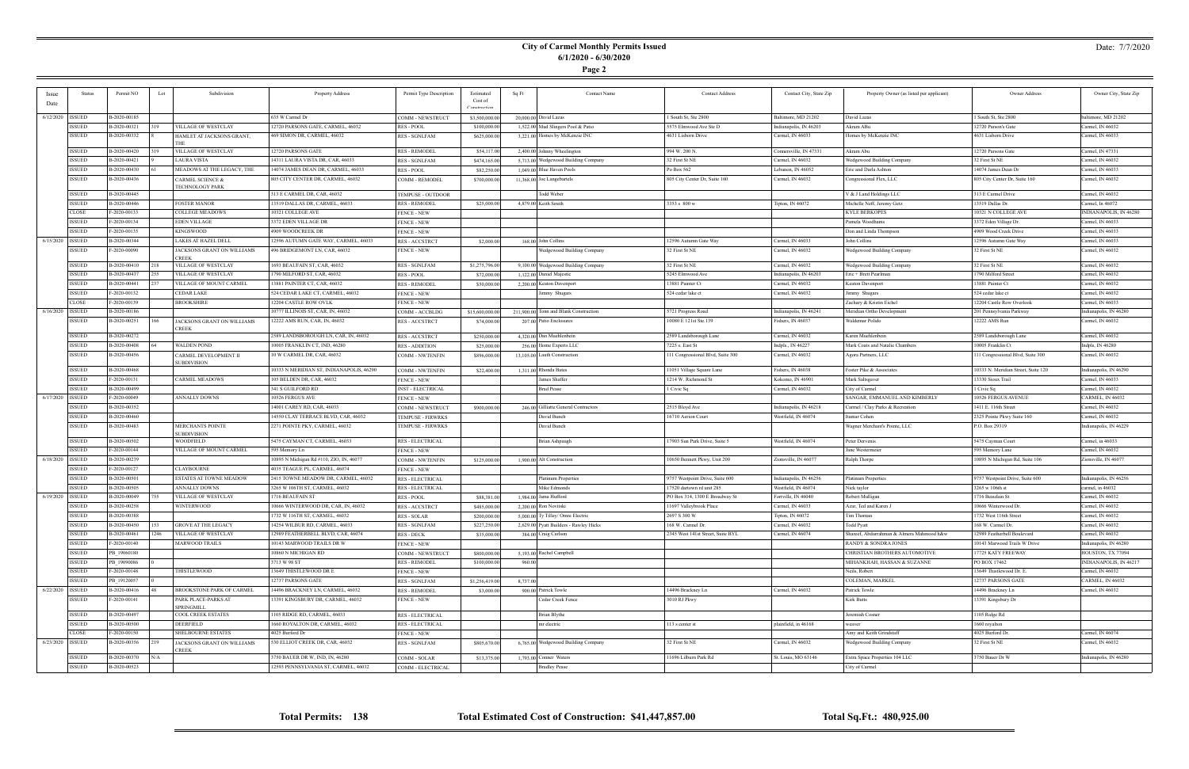# City of Carmel Monthly Permits Issued

## 6/1/2020 - 6/30/2020

Date: 7/7/2020

| Issue Date | Status | Permit NO | Lot | Subdivision | Property Address | Permit Type Description | Estimated Cost of Construction | Sq Ft | Contact Name | Contact Address | Contact City, State Zip | Property Owner (as listed per applicant) | Owner Address | Owner City, State Zip |
|---|---|---|---|---|---|---|---|---|---|---|---|---|---|---|
| 6/12/2020 | ISSUED | B-2020-00185 | | | 635 W Carmel Dr | COMM - NEWSTRUCT | $3,500,000.00 | 20,000.00 | David Lazas | 1 South St, Ste 2800 | Baltimore, MD 21202 | David Lazas | 1 South St, Ste 2800 | baltimore, MD 21202 |
| | ISSUED | B-2020-00321 | 319 | VILLAGE OF WESTCLAY | 12720 PARSONS GATE, CARMEL, 46032 | RES - POOL | $100,000.00 | 1,522.00 | Mud Slingers Pool & Patio | 5575 Elmwood Ave Ste D | Indianapolis, IN 46203 | Akram ABu | 12720 Parson's Gate | Carmel, IN 46032 |
| | ISSUED | B-2020-00332 | 8 | HAMLET AT JACKSONS GRANT, THE | 469 SIMON DR, CARMEL, 46032 | RES - SGNLFAM | $625,000.00 | 3,221.00 | Homes by McKenzie INC | 4631 Lisborn Drive | Carmel, IN 46033 | Homes by McKenzie INC | 4631 Lisborn Drive | Carmel, IN 46033 |
| | ISSUED | B-2020-00420 | 319 | VILLAGE OF WESTCLAY | 12720 PARSONS GATE | RES - REMODEL | $54,117.00 | 2,400.00 | Johnny Wheelington | 994 W. 200 N. | Connersville, IN 47331 | Akram Abu | 12720 Parsons Gate | Carmel, IN 47331 |
| | ISSUED | B-2020-00421 | 9 | LAURA VISTA | 14311 LAURA VISTA DR, CAR, 46033 | RES - SGNLFAM | $474,165.00 | 5,713.00 | Wedgewood Building Company | 32 First St NE | Carmel, IN 46032 | Wedgewood Building Company | 32 First St NE | Carmel, IN 46032 |
| | ISSUED | B-2020-00430 | 61 | MEADOWS AT THE LEGACY, THE | 14074 JAMES DEAN DR, CARMEL, 46033 | RES - POOL | $82,250.00 | 1,049.00 | Blue Haven Pools | Po Box 562 | Lebanon, IN 46052 | Eric and Darla Ashton | 14074 James Dean Dr | Carmel, IN 46033 |
| | ISSUED | B-2020-00436 | | CARMEL SCIENCE & TECHNOLOGY PARK | 805 CITY CENTER DR, CARMEL, 46032 | COMM - REMODEL | $700,000.00 | 11,368.00 | Joe Langebartels | 805 City Center Dr, Suite 160 | Carmel, IN 46032 | Congressional Flex, LLC | 805 City Center Dr, Suite 160 | Carmel, IN 46032 |
| | ISSUED | B-2020-00445 | | | 313 E CARMEL DR, CAR, 46032 | TEMPUSE - OUTDOOR | | | Todd Weber | | | V & J Land Holdings LLC | 313 E Carmel Drive | Carmel, IN 46032 |
| | ISSUED | B-2020-00446 | | FOSTER MANOR | 13519 DALLAS DR, CARMEL, 46033 | RES - REMODEL | $25,000.00 | 4,879.00 | Keith Smith | 3353 s 800 w | Tipton, IN 46072 | Michelle Neff, Jeremy Getz | 13519 Dallas Dr. | Carmel, In 46072 |
| | CLOSE | F-2020-00133 | | COLLEGE MEADOWS | 10321 COLLEGE AVE | FENCE - NEW | | | | | | KYLE BERKOPES | 10321 N COLLEGE AVE | INDIANAPOLIS, IN 46280 |
| | ISSUED | F-2020-00134 | | EDEN VILLAGE | 3372 EDEN VILLAGE DR | FENCE - NEW | | | | | | Pamela Woodhams | 3372 Eden Village Dr. | Carmel, IN 46033 |
| | ISSUED | F-2020-00135 | | KINGSWOOD | 4909 WOODCREEK DR | FENCE - NEW | | | | | | Don and Linda Thompson | 4909 Wood Creek Drive | Carmel, IN 46033 |
| 6/15/2020 | ISSUED | B-2020-00344 | | LAKES AT HAZEL DELL | 12596 AUTUMN GATE WAY, CARMEL, 46033 | RES - ACCSTRCT | $2,000.00 | 168.00 | John Collins | 12596 Autumn Gate Way | Carmel, IN 46033 | John Collins | 12596 Autumn Gate Way | Carmel, IN 46033 |
| | ISSUED | F-2020-00090 | | JACKSONS GRANT ON WILLIAMS CREEK | 496 BRIDGEMONT LN, CAR, 46032 | FENCE - NEW | | | Wedgewood Building Company | 32 First St NE | Carmel, IN 46032 | Wedgewood Building Company | 32 First St NE | Carmel, IN 46032 |
| | ISSUED | B-2020-00410 | 218 | VILLAGE OF WESTCLAY | 1693 BEAUFAIN ST, CAR, 46032 | RES - SGNLFAM | $1,275,796.00 | 9,100.00 | Wedgewood Building Company | 32 First St NE | Carmel, IN 46032 | Wedgewood Building Company | 32 First St NE | Carmel, IN 46032 |
| | ISSUED | B-2020-00437 | 255 | VILLAGE OF WESTCLAY | 1790 MILFORD ST, CAR, 46032 | RES - POOL | $72,000.00 | 1,122.00 | Daniel Majestic | 5245 Elmwood Ave | Indianapolis, IN 46203 | Eric + Brett Pearlman | 1790 Milford Street | Carmel, IN 46032 |
| | ISSUED | B-2020-00441 | 237 | VILLAGE OF MOUNT CARMEL | 13881 PAINTER CT, CAR, 46032 | RES - REMODEL | $50,000.00 | 2,200.00 | Keaton Davenport | 13881 Painter Ct | Carmel, IN 46032 | Keaton Davenport | 13881 Painter Ct | Carmel, IN 46032 |
| | ISSUED | F-2020-00132 | | CEDAR LAKE | 524 CEDAR LAKE CT, CARMEL, 46032 | FENCE - NEW | | | Jimmy Shugars | 524 cedar lake ct | Carmel, IN 46032 | Jimmy Shugars | 524 cedar lake ct | Carmel, IN 46032 |
| | CLOSE | F-2020-00139 | | BROOKSHIRE | 12204 CASTLE ROW OVLK | FENCE - NEW | | | | | | Zachary & Kristin Eichel | 12204 Castle Row Overlook | Carmel, IN 46033 |
| 6/16/2020 | ISSUED | B-2020-00186 | | | 10777 ILLINOIS ST, CAR, IN, 46032 | COMM - ACCBLDG | $15,600,000.00 | 211,900.00 | Tom and Blank Construction | 5721 Progress Road | Indianapolis, IN 46241 | Meridian Ortho Development | 201 Pennsylvania Parkway | Indianapolis, IN 46280 |
| | ISSUED | B-2020-00251 | 166 | JACKSONS GRANT ON WILLIAMS CREEK | 12222 AMS RUN, CAR, IN, 46032 | RES - ACCSTRCT | $74,000.00 | 207.00 | Patio Enclosures | 10080 E 121st Ste 139 | Fishers, IN 46037 | Waldemar Polido | 12222 AMS Run | Carmel, IN 46032 |
| | ISSUED | B-2020-00272 | | | 2589 LANDSBOROUGH LN, CAR, IN, 46032 | RES - ACCSTRCT | $250,000.00 | 4,320.00 | Dan Muehlenbein | 2589 Landsborough Lane | Carmel, IN 46032 | Karen Muehlenbein | 2589 Landsborough Lane | Carmel, IN 46032 |
| | ISSUED | B-2020-00408 | 64 | WALDEN POND | 10005 FRANKLIN CT, IND, 46280 | RES - ADDITION | $25,000.00 | 256.00 | Home Experts LLC | 7225 s. East St | Indpls, IN 46227 | Mark Coats and Natalie Chambers | 10005 Franklin Ct | Indpls, IN 46280 |
| | ISSUED | B-2020-00456 | | CARMEL DEVELOPMENT II SUBDIVISION | 10 W CARMEL DR, CAR, 46032 | COMM - NWTENFIN | $896,000.00 | 13,105.00 | Lauth Construction | 111 Congressional Blvd, Suite 300 | Carmel, IN 46032 | Agora Partners, LLC | 111 Congressional Blvd, Suite 300 | Carmel, IN 46032 |
| | ISSUED | B-2020-00468 | | | 10333 N MERIDIAN ST, INDIANAPOLIS, 46290 | COMM - NWTENFIN | $22,400.00 | 1,311.00 | Rhonda Bates | 11051 Village Square Lane | Fishers, IN 46038 | Foster Pike & Associates | 10333 N. Meridian Street, Suite 120 | Indianapolis, IN 46290 |
| | ISSUED | F-2020-00131 | | CARMEL MEADOWS | 105 BELDEN DR, CAR, 46032 | FENCE - NEW | | | James Shaffer | 1214 W. Richmond St | Kokomo, IN 46901 | Mark Salogover | 13330 Sioux Trail | Carmel, IN 46033 |
| | ISSUED | B-2020-00499 | | | 341 S GUILFORD RD | INST - ELECTRICAL | | | Brad Pease | 1 Civic Sq | Carmel, IN 46032 | City of Carmel | 1 Civic Sq | Carmel, IN 46032 |
| 6/17/2020 | ISSUED | F-2020-00049 | | ANNALLY DOWNS | 10526 FERGUS AVE | FENCE - NEW | | | | | | SANGAR, EMMANUEL AND KIMBERLY | 10526 FERGUS AVENUE | CARMEL, IN 46032 |
| | ISSUED | B-2020-00352 | | | 14001 CAREY RD, CAR, 46033 | COMM - NEWSTRUCT | $900,000.00 | 246.00 | Gilliatte General Contractors | 2515 Bloyd Ave | Indianapolis, IN 46218 | Carmel / Clay Parks & Recreation | 1411 E. 116th Street | Carmel, IN 46032 |
| | ISSUED | B-2020-00460 | | | 14550 CLAY TERRACE BLVD, CAR, 46032 | TEMPUSE - FIRWRKS | | | David Bunch | 16710 Aerion Court | Westfield, IN 46074 | Itamar Cohen | 2325 Pointe Pkwy Suite 160 | Carmel, IN 46032 |
| | ISSUED | B-2020-00483 | | MERCHANTS POINTE SUBDIVISION | 2271 POINTE PKY, CARMEL, 46032 | TEMPUSE - FIRWRKS | | | David Bunch | | | Wagner Merchant's Pointe, LLC | P.O. Box 29319 | Indianapolis, IN 46229 |
| | ISSUED | B-2020-00502 | | WOODFIELD | 5475 CAYMAN CT, CARMEL, 46033 | RES - ELECTRICAL | | | Brian Ashpaugh | 17903 Sun Park Drive, Suite 5 | Westfield, IN 46074 | Peter Dervenis | 5475 Cayman Court | Carmel, in 46033 |
| | ISSUED | F-2020-00144 | | VILLAGE OF MOUNT CARMEL | 595 Memory Ln | FENCE - NEW | | | | | | Jane Westermeier | 595 Memory Lane | Carmel, IN 46032 |
| 6/18/2020 | ISSUED | B-2020-00239 | | | 10895 N Michigan Rd #110, ZIO, IN, 46077 | COMM - NWTENFIN | $125,000.00 | 1,900.00 | Alt Construction | 10650 Bennett Pkwy, Unit 200 | Zionsville, IN 46077 | Ralph Thorpe | 10895 N Michigan Rd, Suite 106 | Zionsville, IN 46077 |
| | ISSUED | F-2020-00127 | | CLAYBOURNE | 4035 TEAGUE PL, CARMEL, 46074 | FENCE - NEW | | | | | | | | |
| | ISSUED | B-2020-00501 | | ESTATES AT TOWNE MEADOW | 2415 TOWNE MEADOW DR, CARMEL, 46032 | RES - ELECTRICAL | | | Platinum Properties | 9757 Westpoint Drive, Suite 600 | Indianapolis, IN 46256 | Platinum Properties | 9757 Westpoint Drive, Suite 600 | Indianapolis, IN 46256 |
| | ISSUED | B-2020-00505 | | ANNALLY DOWNS | 3265 W 106TH ST, CARMEL, 46032 | RES - ELECTRICAL | | | Mike Edmonds | 17520 dartown rd unit 285 | Westfield, IN 46074 | Nick taylor | 3265 w 106th st | carmel, in 46032 |
| 6/19/2020 | ISSUED | B-2020-00049 | 755 | VILLAGE OF WESTCLAY | 1716 BEAUFAIN ST | RES - POOL | $88,381.00 | 1,984.00 | Jama Hufford | PO Box 314, 1300 E Broadway St | Fortville, IN 46040 | Robert Mulligan | 1716 Beaufain St. | Carmel, IN 46032 |
| | ISSUED | B-2020-00258 | | WINTERWOOD | 10666 WINTERWOOD DR, CAR, IN, 46032 | RES - ACCSTRCT | $485,000.00 | 2,200.00 | Ron Novitske | 11697 Valleybrook Place | Carmel, IN 46033 | Azar, Ted and Karen J | 10666 Winterwood Dr. | Carmel, IN 46032 |
| | ISSUED | B-2020-00388 | | | 1732 W 116TH ST, CARMEL, 46032 | RES - SOLAR | $200,000.00 | 5,000.00 | Ty Tilley/ Omni Electric | 2697 S 300 W | Tipton, IN 46072 | Tim Thomas | 1732 West 116th Street | Carmel, IN 46032 |
| | ISSUED | B-2020-00450 | 153 | GROVE AT THE LEGACY | 14254 WILBUR RD, CARMEL, 46033 | RES - SGNLFAM | $227,250.00 | 2,629.00 | Pyatt Builders - Rawley Hicks | 168 W. Carmel Dr. | Carmel, IN 46032 | Todd Pyatt | 168 W. Carmel Dr. | Carmel, IN 46032 |
| | ISSUED | B-2020-00461 | 1246 | VILLAGE OF WESTCLAY | 12989 FEATHERBELL BLVD, CAR, 46074 | RES - DECK | $35,000.00 | 384.00 | Craig Carlson | 2345 West 141st Street, Suite BYL | Carmel, IN 46074 | Shareef, Abdurrahman & Almarra Mahmood h&w | 12989 Featherbell Boulevard | Carmel, IN 46032 |
| | ISSUED | F-2020-00140 | | MARWOOD TRAILS | 10143 MARWOOD TRAILS DR W | FENCE - NEW | | | | | | RANDY & SONDRA JONES | 10143 Marwood Trails W Drive | Indianapolis, IN 46280 |
| | ISSUED | PB_19060180 | | | 10860 N MICHIGAN RD | COMM - NEWSTRUCT | $800,000.00 | 5,193.00 | Rachel Campbell | | | CHRISTIAN BROTHERS AUTOMOTIVE | 17725 KATY FREEWAY | HOUSTON, TX 77094 |
| | ISSUED | PB_19090086 | 0 | | 3713 W 98 ST | RES - REMODEL | $100,000.00 | 960.00 | | | | MIHANKHAH, HASSAN & SUZANNE | PO BOX 17462 | INDIANAPOLIS, IN 46217 |
| | ISSUED | F-2020-00148 | | THISTLEWOOD | 13649 THISTLEWOOD DR E | FENCE - NEW | | | | | | Neils, Robert | 13649 Thistlewood Dr. E. | Carmel, IN 46032 |
| | ISSUED | PB_19120057 | 0 | | 12737 PARSONS GATE | RES - SGNLFAM | $1,256,419.00 | 8,737.00 | | | | COLEMAN, MARKEL | 12737 PARSONS GATE | CARMEL, IN 46032 |
| 6/22/2020 | ISSUED | B-2020-00416 | 48 | BROOKSTONE PARK OF CARMEL | 14496 BRACKNEY LN, CARMEL, 46032 | RES - REMODEL | $3,000.00 | 900.00 | Patrick Towle | 14496 Brackney Ln | Carmel, IN 46032 | Patrick Towle | 14496 Brackney Ln | Carmel, IN 46032 |
| | ISSUED | F-2020-00141 | | PARK PLACE-PARKS AT SPRINGMILL | 13391 KINGSBURY DR, CARMEL, 46032 | FENCE - NEW | | | Cedar Creek Fence | 3010 RJ Pkwy | | Kirk Butts | 13391 Kingsbury Dr | |
| | ISSUED | B-2020-00497 | | COOL CREEK ESTATES | 1105 RIDGE RD, CARMEL, 46033 | RES - ELECTRICAL | | | Brian Blythe | | | Jeremiah Cosner | 1105 Ridge Rd | |
| | ISSUED | B-2020-00500 | | DEERFIELD | 1660 ROYALTON DR, CARMEL, 46032 | RES - ELECTRICAL | | | mr electric | 113 s center st | plainfield, in 46168 | weaver | 1660 royalton | |
| | CLOSE | F-2020-00150 | | SHELBOURNE ESTATES | 4025 Burford Dr | FENCE - NEW | | | | | | Amy and Keith Grindstaff | 4025 Burford Dr. | Carmel, IN 46074 |
| 6/23/2020 | ISSUED | B-2020-00356 | 219 | JACKSONS GRANT ON WILLIAMS CREEK | 530 ELLIOT CREEK DR, CAR, 46032 | RES - SGNLFAM | $805,670.00 | 6,765.00 | Wedgewood Building Company | 32 First St NE | Carmel, IN 46032 | Wedgewood Building Company | 32 First St NE | Carmel, IN 46032 |
| | ISSUED | B-2020-00370 | N/A | | 3750 BAUER DR W, IND, IN, 46280 | COMM - SOLAR | $13,375.00 | 1,793.00 | Conner Waters | 11696 Lilburn Park Rd | St. Louis, MO 63146 | Extra Space Properties 104 LLC | 3750 Bauer Dr W | Indianapolis, IN 46280 |
| | ISSUED | B-2020-00523 | | | 12593 PENNSYLVANIA ST, CARMEL, 46032 | COMM - ELECTRICAL | | | Bradley Pease | | | City of Carmel | | |

**Total Permits: 138** **Total Estimated Cost of Construction: $41,447,857.00** **Total Sq.Ft.: 480,925.00**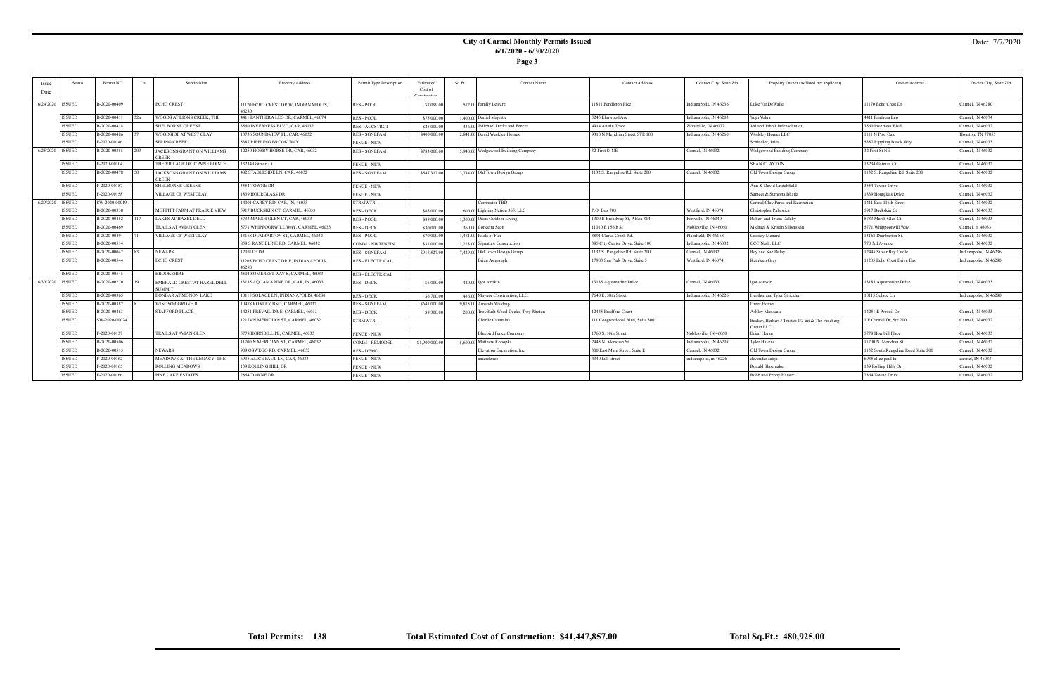# City of Carmel Monthly Permits Issued
## 6/1/2020 - 6/30/2020

Date: 7/7/2020

| Issue Date | Status | Permit NO | Lot | Subdivision | Property Address | Permit Type Description | Estimated Cost of Construction | Sq Ft | Contact Name | Contact Address | Contact City, State Zip | Property Owner (as listed per applicant) | Owner Address | Owner City, State Zip |
|---|---|---|---|---|---|---|---|---|---|---|---|---|---|---|
| 6/24/2020 | ISSUED | B-2020-00409 | | ECHO CREST | 11170 ECHO CREST DR W, INDIANAPOLIS, 46280 | RES - POOL | $7,099.00 | 572.00 | Family Leisure | 11811 Pendleton Pike | Indianapolis, IN 46236 | Luke VanDeWalle | 11170 Echo Crest Dr | Carmel, IN 46280 |
| | ISSUED | B-2020-00411 | 32a | WOODS AT LIONS CREEK, THE | 4411 PANTHERA LEO DR, CARMEL, 46074 | RES - POOL | $75,000.00 | 1,400.00 | Daniel Majestic | 5245 Elmwood Ave | Indianapolis, IN 46203 | Yogi Vohra | 4411 Panthera Leo | Carmel, IN 46074 |
| | ISSUED | B-2020-00418 | | SHELBORNE GREENE | 3560 INVERNESS BLVD, CAR, 46032 | RES - ACCSTRCT | $25,000.00 | 436.00 | JMichael Decks and Fences | 4914 Austin Trace | Zionsville, IN 46077 | Val and John Lindenschmidt | 3560 Inverness Blvd | Carmel, IN 46032 |
| | ISSUED | B-2020-00486 | 37 | WOODSIDE AT WEST CLAY | 13736 SOUNDVIEW PL, CAR, 46032 | RES - SGNLFAM | $400,000.00 | 2,841.00 | David Weekley Homes | 9310 N Meridian Street STE 100 | Indianapolis, IN 46260 | Weekley Homes LLC | 1111 N Post Oak | Houston, TX 77055 |
| | ISSUED | F-2020-00146 | | SPRING CREEK | 5387 RIPPLING BROOK WAY | FENCE - NEW | | | | | | Schindler, Julia | 5387 Rippling Brook Way | Carmel, IN 46033 |
| 6/25/2020 | ISSUED | B-2020-00355 | 209 | JACKSONS GRANT ON WILLIAMS CREEK | 12250 HOBBY HORSE DR, CAR, 46032 | RES - SGNLFAM | $783,000.00 | 5,940.00 | Wedgewood Building Company | 32 First St NE | Carmel, IN 46032 | Wedgewood Building Company | 32 First St NE | Carmel, IN 46032 |
| | ISSUED | F-2020-00104 | | THE VILLAGE OF TOWNE POINTE | 13234 Gatman Ct | FENCE - NEW | | | | | | SEAN CLAYTON | 13234 Gatman Ct. | Carmel, IN 46032 |
| | ISSUED | B-2020-00478 | 50 | JACKSONS GRANT ON WILLIAMS CREEK | 482 STABLESIDE LN, CAR, 46032 | RES - SGNLFAM | $547,312.00 | 3,784.00 | Old Town Design Group | 1132 S. Rangeline Rd. Suite 200 | Carmel, IN 46032 | Old Town Design Group | 1132 S. Rangeline Rd. Suite 200 | Carmel, IN 46032 |
| | ISSUED | F-2020-00157 | | SHELBORNE GREENE | 3554 TOWNE DR | FENCE - NEW | | | | | | Ann & David Crutchfield | 3554 Towne Drive | Carmel, IN 46032 |
| | ISSUED | F-2020-00158 | | VILLAGE OF WESTCLAY | 1839 HOURGLASS DR | FENCE - NEW | | | | | | Sumeet & Sumeeta Bhatia | 1839 Hourglass Drive | Carmel, IN 46032 |
| 6/29/2020 | ISSUED | SW-2020-00019 | | | 14001 CAREY RD, CAR, IN, 46033 | STRMWTR - | | | Contractor TBD | | | Carmel/Clay Parks and Recreation | 1411 East 116th Street | Carmel, IN 46032 |
| | ISSUED | B-2020-00330 | | MOFFITT FARM AT PRAIRIE VIEW | 5917 BUCKSKIN CT, CARMEL, 46033 | RES - DECK | $65,000.00 | 600.00 | Lighting Nation 365, LLC | P.O. Box 703 | Westfield, IN 46074 | Christopher Palabrica | 5917 Buckskin Ct | Carmel, IN 46033 |
| | ISSUED | B-2020-00452 | 117 | LAKES AT HAZEL DELL | 5733 MARSH GLEN CT, CAR, 46033 | RES - POOL | $89,000.00 | 1,300.00 | Oasis Outdoor Living | 1300 E Broadway St, P Box 314 | Fortville, IN 46040 | Robert and Tricia Delaby | 5733 Marsh Glen Ct | Carmel, IN 46033 |
| | ISSUED | B-2020-00469 | | TRAILS AT AVIAN GLEN | 5771 WHIPPOORWILL WAY, CARMEL, 46033 | RES - DECK | $30,000.00 | 360.00 | Concetta Scott | 11010 E 156th St | Noblesville, IN 46060 | Michael & Kristin Silberstein | 5771 Whippoorwill Way | Carmel, in 46033 |
| | ISSUED | B-2020-00491 | 71 | VILLAGE OF WESTCLAY | 13168 DUMBARTON ST, CARMEL, 46032 | RES - POOL | $70,000.00 | 1,481.00 | Pools of Fun | 5891 Clarks Creek Rd. | Plainfield, IN 46168 | Cassidy Menard | 13168 Dumbarton St. | Carmel, IN 46032 |
| | ISSUED | B-2020-00514 | | | 858 S RANGELINE RD, CARMEL, 46032 | COMM - NWTENFIN | $31,000.00 | 1,228.00 | Signature Construction | 385 City Center Drive, Suite 100 | Indianapolis, IN 46032 | CCC Nash, LLC | 770 3rd Avenue | Carmel, IN 46032 |
| | ISSUED | B-2020-00047 | 83 | NEWARK | 120 UTE DR | RES - SGNLFAM | $918,527.00 | 7,429.00 | Old Town Design Group | 1132 S. Rangeline Rd. Suite 200 | Carmel, IN 46032 | Rey and Sue Delay | 12445 Silver Bay Circle | Indianapolis, IN 46236 |
| | ISSUED | B-2020-00544 | | ECHO CREST | 11205 ECHO CREST DR E, INDIANAPOLIS, 46280 | RES - ELECTRICAL | | | Brian Ashpaugh | 17903 Sun Park Drive, Suite 5 | Westfield, IN 46074 | Kathleen Gray | 11205 Echo Crest Drive East | Indianapolis, IN 46280 |
| | ISSUED | B-2020-00545 | | BROOKSHIRE | 4504 SOMERSET WAY S, CARMEL, 46033 | RES - ELECTRICAL | | | | | | | | |
| 6/30/2020 | ISSUED | B-2020-00270 | 19 | EMERALD CREST AT HAZEL DELL SUMMIT | 13185 AQUAMARINE DR, CAR, IN, 46033 | RES - DECK | $6,000.00 | 420.00 | igor sorokin | 13185 Aquamarine Drive | Carmel, IN 46033 | igor sorokin | 13185 Aquamarine Drive | Carmel, IN 46033 |
| | ISSUED | B-2020-00365 | | BONBAR AT MONON LAKE | 10115 SOLACE LN, INDIANAPOLIS, 46280 | RES - DECK | $6,700.00 | 436.00 | Maynor Construction, LLC. | 7840 E. 38th Street | Indianapolis, IN 46226 | Heather and Tyler Strickler | 10115 Solace Ln | Indianapolis, IN 46280 |
| | ISSUED | B-2020-00382 | 8 | WINDSOR GROVE II | 10478 ROXLEY BND, CARMEL, 46032 | RES - SGNLFAM | $641,000.00 | 9,815.00 | Amanda Waldrup | | | Drees Homes | | |
| | ISSUED | B-2020-00463 | | STAFFORD PLACE | 14251 PREVAIL DR E, CARMEL, 46033 | RES - DECK | $9,300.00 | 200.00 | TroyBuilt Wood Decks, Troy Rhoton | 12445 Bradford Court | | Ashley Manseau | 14251 E Prevail Dr | Carmel, IN 46033 |
| | ISSUED | SW-2020-00024 | | | 12174 N MERIDIAN ST, CARMEL, 46032 | STRMWTR - | | | Charlie Cummins | 111 Congressional Blvd, Suite 300 | | Backer, Herbert J Trustee 1/2 int & The Fineberg Group LLC 1 | 1 E Carmel Dr, Ste 200 | Carmel, IN 46032 |
| | ISSUED | F-2020-00137 | | TRAILS AT AVIAN GLEN | 5778 HORNBILL PL, CARMEL, 46033 | FENCE - NEW | | | Bluebird Fence Company | 1760 S. 10th Street | Noblesville, IN 46060 | Brian Horan | 5778 Hornbill Place | Carmel, IN 46033 |
| | ISSUED | B-2020-00506 | | | 11700 N MERIDIAN ST, CARMEL, 46032 | COMM - REMODEL | $1,900,000.00 | 5,600.00 | Matthew Konopka | 2445 N. Meridian St. | Indianapolis, IN 46208 | Tyler Havens | 11700 N. Meridian St. | Carmel, IN 46032 |
| | ISSUED | B-2020-00513 | | NEWARK | 909 OSWEGO RD, CARMEL, 46032 | RES - DEMO | | | Elevation Excavation, Inc. | 300 East Main Street, Suite E | Carmel, IN 46032 | Old Town Design Group | 1132 South Rangeline Road Suite 200 | Carmel, IN 46032 |
| | ISSUED | F-2020-00162 | | MEADOWS AT THE LEGACY, THE | 6935 ALICE PAUL LN, CAR, 46033 | FENCE - NEW | | | amerifence | 4340 hull street | indianapolis, in 46226 | devender satija | 6935 alice paul ln | carmel, IN 46033 |
| | ISSUED | F-2020-00165 | | ROLLING MEADOWS | 139 ROLLING HILL DR | FENCE - NEW | | | | | | Ronald Shoemaker | 139 Rolling Hills Dr. | Carmel, IN 46032 |
| | ISSUED | F-2020-00166 | | PINE LAKE ESTATES | 2864 TOWNE DR | FENCE - NEW | | | | | | Robb and Penny Hauser | 2864 Towne Drive | Carmel, IN 46032 |

**Total Permits: 138** **Total Estimated Cost of Construction: $41,447,857.00** **Total Sq.Ft.: 480,925.00**